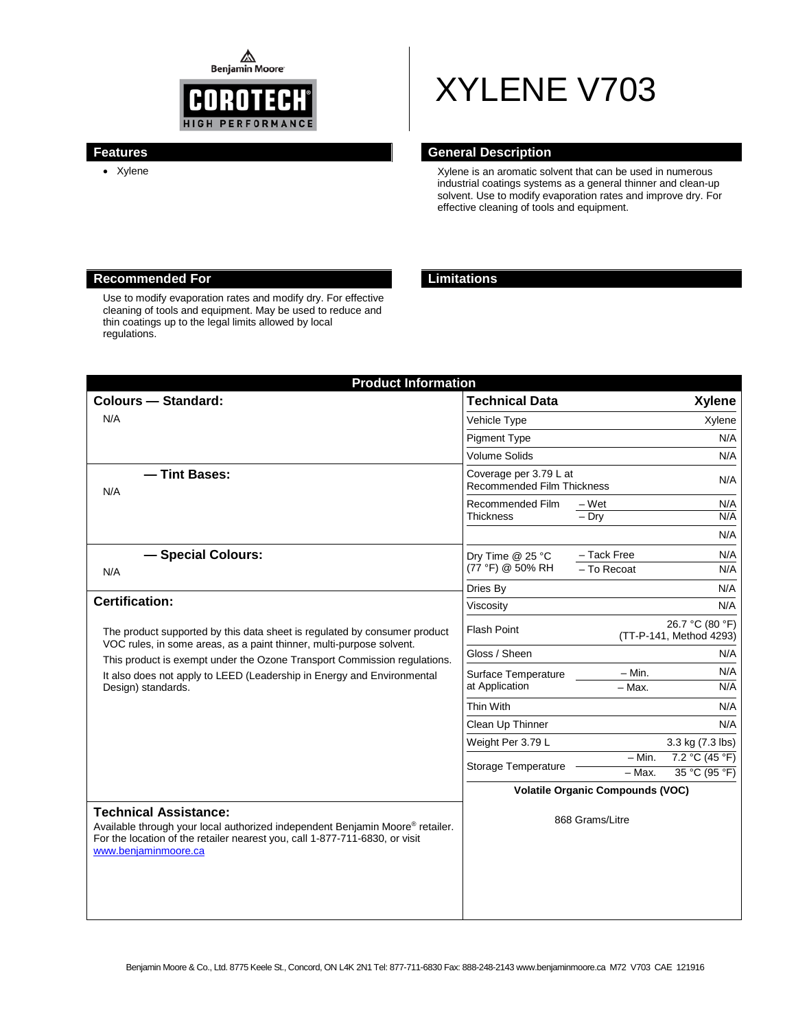Benjamin Moore

COROTECH® HIGH PERFORMANCE

# XYLENE V703

## Features

- Xylene

## General Description

Xylene is an aromatic solvent that can be used in numerous industrial coatings systems as a general thinner and clean-up solvent. Use to modify evaporation rates and improve dry. For effective cleaning of tools and equipment.

## Recommended For

Use to modify evaporation rates and modify dry. For effective cleaning of tools and equipment. May be used to reduce and thin coatings up to the legal limits allowed by local regulations.

## Limitations

## Product Information

### Colours — Standard:

N/A

### — Tint Bases:

N/A

### — Special Colours:

N/A

### Certification:

The product supported by this data sheet is regulated by consumer product VOC rules, in some areas, as a paint thinner, multi-purpose solvent.

This product is exempt under the Ozone Transport Commission regulations.

It also does not apply to LEED (Leadership in Energy and Environmental Design) standards.

### Technical Assistance:

Available through your local authorized independent Benjamin Moore® retailer. For the location of the retailer nearest you, call 1-877-711-6830, or visit www.benjaminmoore.ca

| Technical Data | | Xylene |
|---|---|---|
| Vehicle Type | | Xylene |
| Pigment Type | | N/A |
| Volume Solids | | N/A |
| Coverage per 3.79 L at Recommended Film Thickness | | N/A |
| Recommended Film Thickness | – Wet | N/A |
| | – Dry | N/A |
| | | N/A |
| Dry Time @ 25 °C (77 °F) @ 50% RH | – Tack Free | N/A |
| | – To Recoat | N/A |
| Dries By | | N/A |
| Viscosity | | N/A |
| Flash Point | | 26.7 °C (80 °F) (TT-P-141, Method 4293) |
| Gloss / Sheen | | N/A |
| Surface Temperature at Application | – Min. | N/A |
| | – Max. | N/A |
| Thin With | | N/A |
| Clean Up Thinner | | N/A |
| Weight Per 3.79 L | | 3.3 kg (7.3 lbs) |
| Storage Temperature | – Min. | 7.2 °C (45 °F) |
| | – Max. | 35 °C (95 °F) |

**Volatile Organic Compounds (VOC)**

868 Grams/Litre

Benjamin Moore & Co., Ltd. 8775 Keele St., Concord, ON L4K 2N1 Tel: 877-711-6830 Fax: 888-248-2143 www.benjaminmoore.ca M72 V703 CAE 121916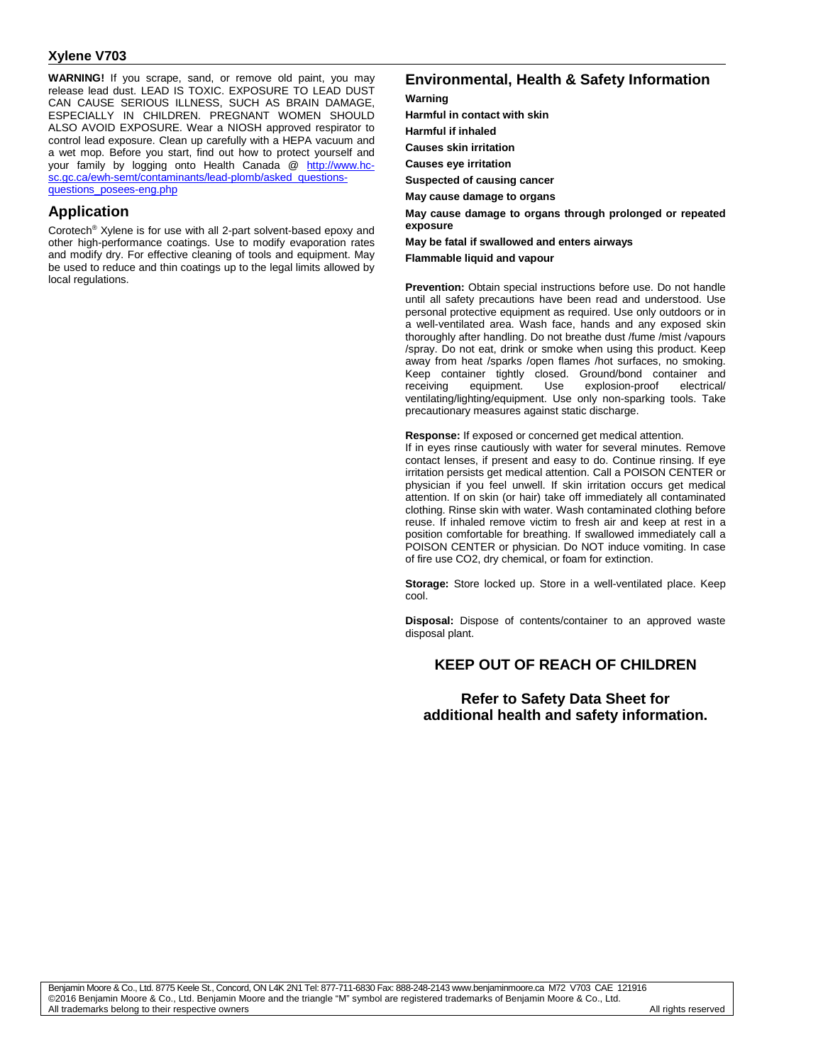# Xylene V703

**WARNING!** If you scrape, sand, or remove old paint, you may release lead dust. LEAD IS TOXIC. EXPOSURE TO LEAD DUST CAN CAUSE SERIOUS ILLNESS, SUCH AS BRAIN DAMAGE, ESPECIALLY IN CHILDREN. PREGNANT WOMEN SHOULD ALSO AVOID EXPOSURE. Wear a NIOSH approved respirator to control lead exposure. Clean up carefully with a HEPA vacuum and a wet mop. Before you start, find out how to protect yourself and your family by logging onto Health Canada @ http://www.hc-sc.gc.ca/ewh-semt/contaminants/lead-plomb/asked_questions-questions_posees-eng.php

## Application

Corotech® Xylene is for use with all 2-part solvent-based epoxy and other high-performance coatings. Use to modify evaporation rates and modify dry. For effective cleaning of tools and equipment. May be used to reduce and thin coatings up to the legal limits allowed by local regulations.

## Environmental, Health & Safety Information

**Warning**

**Harmful in contact with skin**

**Harmful if inhaled**

**Causes skin irritation**

**Causes eye irritation**

**Suspected of causing cancer**

**May cause damage to organs**

**May cause damage to organs through prolonged or repeated exposure**

**May be fatal if swallowed and enters airways**

**Flammable liquid and vapour**

**Prevention:** Obtain special instructions before use. Do not handle until all safety precautions have been read and understood. Use personal protective equipment as required. Use only outdoors or in a well-ventilated area. Wash face, hands and any exposed skin thoroughly after handling. Do not breathe dust /fume /mist /vapours /spray. Do not eat, drink or smoke when using this product. Keep away from heat /sparks /open flames /hot surfaces, no smoking. Keep container tightly closed. Ground/bond container and receiving equipment. Use explosion-proof electrical/ ventilating/lighting/equipment. Use only non-sparking tools. Take precautionary measures against static discharge.

**Response:** If exposed or concerned get medical attention.
If in eyes rinse cautiously with water for several minutes. Remove contact lenses, if present and easy to do. Continue rinsing. If eye irritation persists get medical attention. Call a POISON CENTER or physician if you feel unwell. If skin irritation occurs get medical attention. If on skin (or hair) take off immediately all contaminated clothing. Rinse skin with water. Wash contaminated clothing before reuse. If inhaled remove victim to fresh air and keep at rest in a position comfortable for breathing. If swallowed immediately call a POISON CENTER or physician. Do NOT induce vomiting. In case of fire use CO2, dry chemical, or foam for extinction.

**Storage:** Store locked up. Store in a well-ventilated place. Keep cool.

**Disposal:** Dispose of contents/container to an approved waste disposal plant.

### KEEP OUT OF REACH OF CHILDREN

### Refer to Safety Data Sheet for additional health and safety information.

Benjamin Moore & Co., Ltd. 8775 Keele St., Concord, ON L4K 2N1 Tel: 877-711-6830 Fax: 888-248-2143 www.benjaminmoore.ca M72 V703 CAE 121916
©2016 Benjamin Moore & Co., Ltd. Benjamin Moore and the triangle "M" symbol are registered trademarks of Benjamin Moore & Co., Ltd.
All trademarks belong to their respective owners All rights reserved